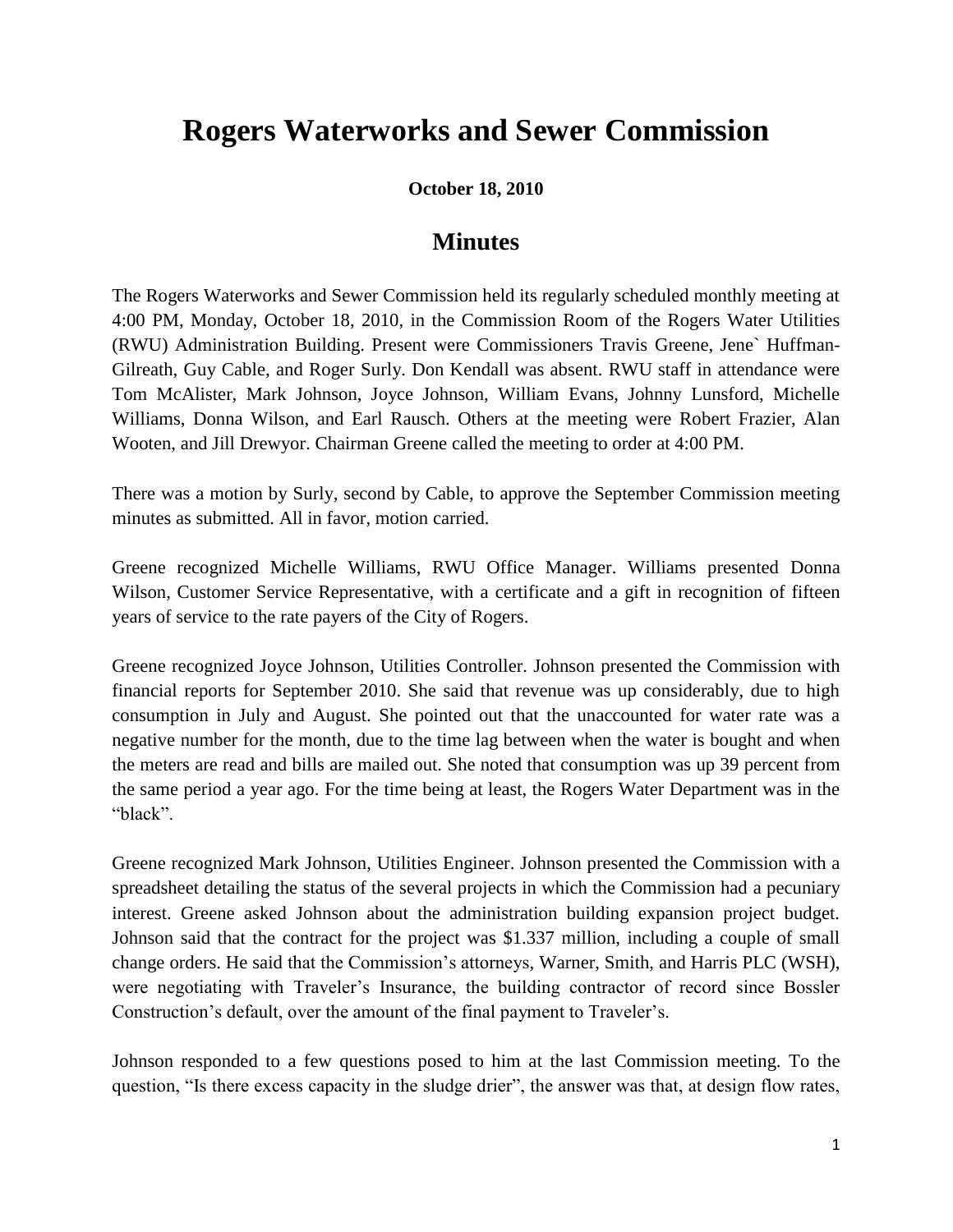# Rogers Waterworks and Sewer Commission

**October 18, 2010**

## Minutes

The Rogers Waterworks and Sewer Commission held its regularly scheduled monthly meeting at 4:00 PM, Monday, October 18, 2010, in the Commission Room of the Rogers Water Utilities (RWU) Administration Building. Present were Commissioners Travis Greene, Jene` Huffman-Gilreath, Guy Cable, and Roger Surly. Don Kendall was absent. RWU staff in attendance were Tom McAlister, Mark Johnson, Joyce Johnson, William Evans, Johnny Lunsford, Michelle Williams, Donna Wilson, and Earl Rausch. Others at the meeting were Robert Frazier, Alan Wooten, and Jill Drewyor. Chairman Greene called the meeting to order at 4:00 PM.

There was a motion by Surly, second by Cable, to approve the September Commission meeting minutes as submitted. All in favor, motion carried.

Greene recognized Michelle Williams, RWU Office Manager. Williams presented Donna Wilson, Customer Service Representative, with a certificate and a gift in recognition of fifteen years of service to the rate payers of the City of Rogers.

Greene recognized Joyce Johnson, Utilities Controller. Johnson presented the Commission with financial reports for September 2010. She said that revenue was up considerably, due to high consumption in July and August. She pointed out that the unaccounted for water rate was a negative number for the month, due to the time lag between when the water is bought and when the meters are read and bills are mailed out. She noted that consumption was up 39 percent from the same period a year ago. For the time being at least, the Rogers Water Department was in the "black".

Greene recognized Mark Johnson, Utilities Engineer. Johnson presented the Commission with a spreadsheet detailing the status of the several projects in which the Commission had a pecuniary interest. Greene asked Johnson about the administration building expansion project budget. Johnson said that the contract for the project was $1.337 million, including a couple of small change orders. He said that the Commission's attorneys, Warner, Smith, and Harris PLC (WSH), were negotiating with Traveler's Insurance, the building contractor of record since Bossler Construction's default, over the amount of the final payment to Traveler's.

Johnson responded to a few questions posed to him at the last Commission meeting. To the question, "Is there excess capacity in the sludge drier", the answer was that, at design flow rates,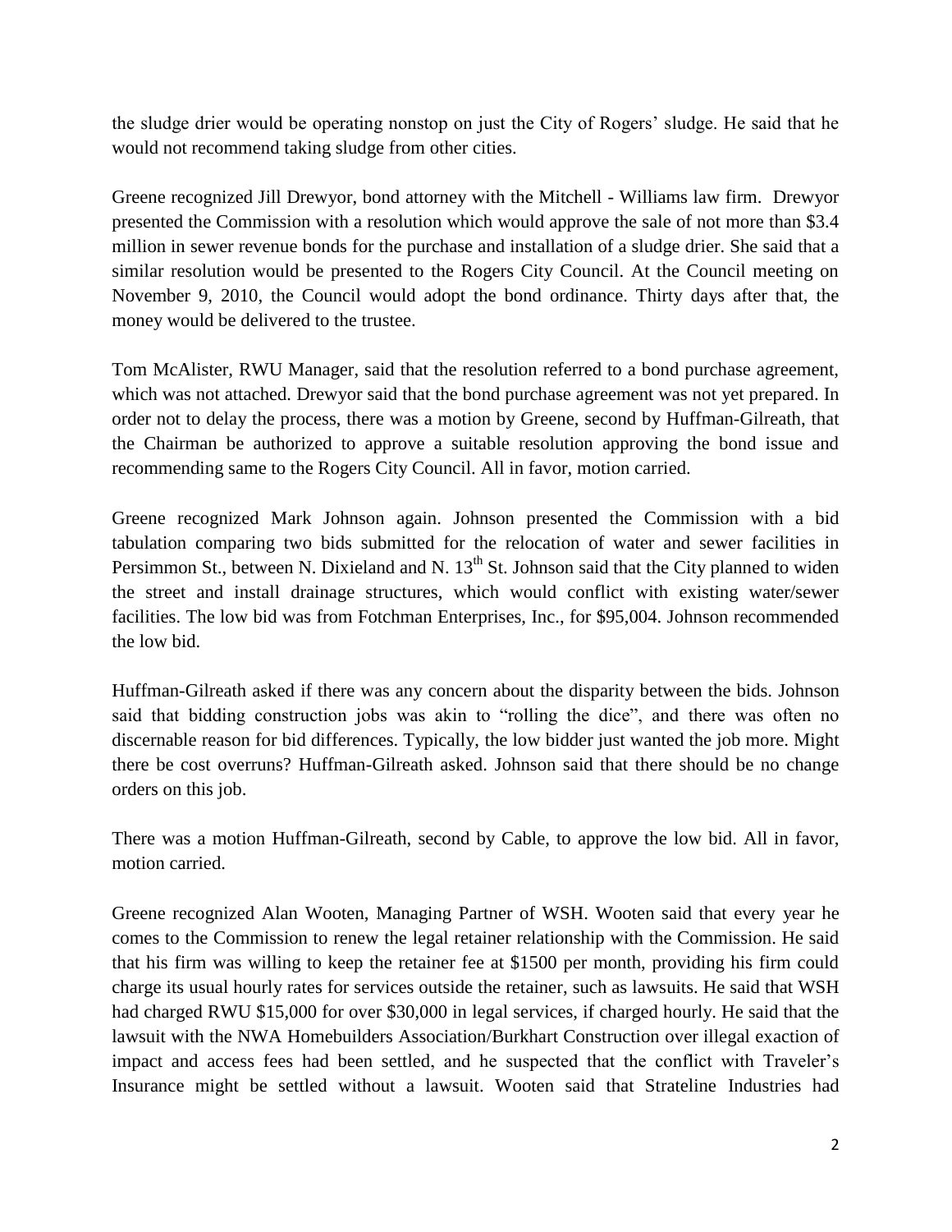the sludge drier would be operating nonstop on just the City of Rogers' sludge. He said that he would not recommend taking sludge from other cities.

Greene recognized Jill Drewyor, bond attorney with the Mitchell - Williams law firm. Drewyor presented the Commission with a resolution which would approve the sale of not more than $3.4 million in sewer revenue bonds for the purchase and installation of a sludge drier. She said that a similar resolution would be presented to the Rogers City Council. At the Council meeting on November 9, 2010, the Council would adopt the bond ordinance. Thirty days after that, the money would be delivered to the trustee.

Tom McAlister, RWU Manager, said that the resolution referred to a bond purchase agreement, which was not attached. Drewyor said that the bond purchase agreement was not yet prepared. In order not to delay the process, there was a motion by Greene, second by Huffman-Gilreath, that the Chairman be authorized to approve a suitable resolution approving the bond issue and recommending same to the Rogers City Council. All in favor, motion carried.

Greene recognized Mark Johnson again. Johnson presented the Commission with a bid tabulation comparing two bids submitted for the relocation of water and sewer facilities in Persimmon St., between N. Dixieland and N. 13th St. Johnson said that the City planned to widen the street and install drainage structures, which would conflict with existing water/sewer facilities. The low bid was from Fotchman Enterprises, Inc., for $95,004. Johnson recommended the low bid.

Huffman-Gilreath asked if there was any concern about the disparity between the bids. Johnson said that bidding construction jobs was akin to "rolling the dice", and there was often no discernable reason for bid differences. Typically, the low bidder just wanted the job more. Might there be cost overruns? Huffman-Gilreath asked. Johnson said that there should be no change orders on this job.

There was a motion Huffman-Gilreath, second by Cable, to approve the low bid. All in favor, motion carried.

Greene recognized Alan Wooten, Managing Partner of WSH. Wooten said that every year he comes to the Commission to renew the legal retainer relationship with the Commission. He said that his firm was willing to keep the retainer fee at $1500 per month, providing his firm could charge its usual hourly rates for services outside the retainer, such as lawsuits. He said that WSH had charged RWU $15,000 for over $30,000 in legal services, if charged hourly. He said that the lawsuit with the NWA Homebuilders Association/Burkhart Construction over illegal exaction of impact and access fees had been settled, and he suspected that the conflict with Traveler's Insurance might be settled without a lawsuit. Wooten said that Strateline Industries had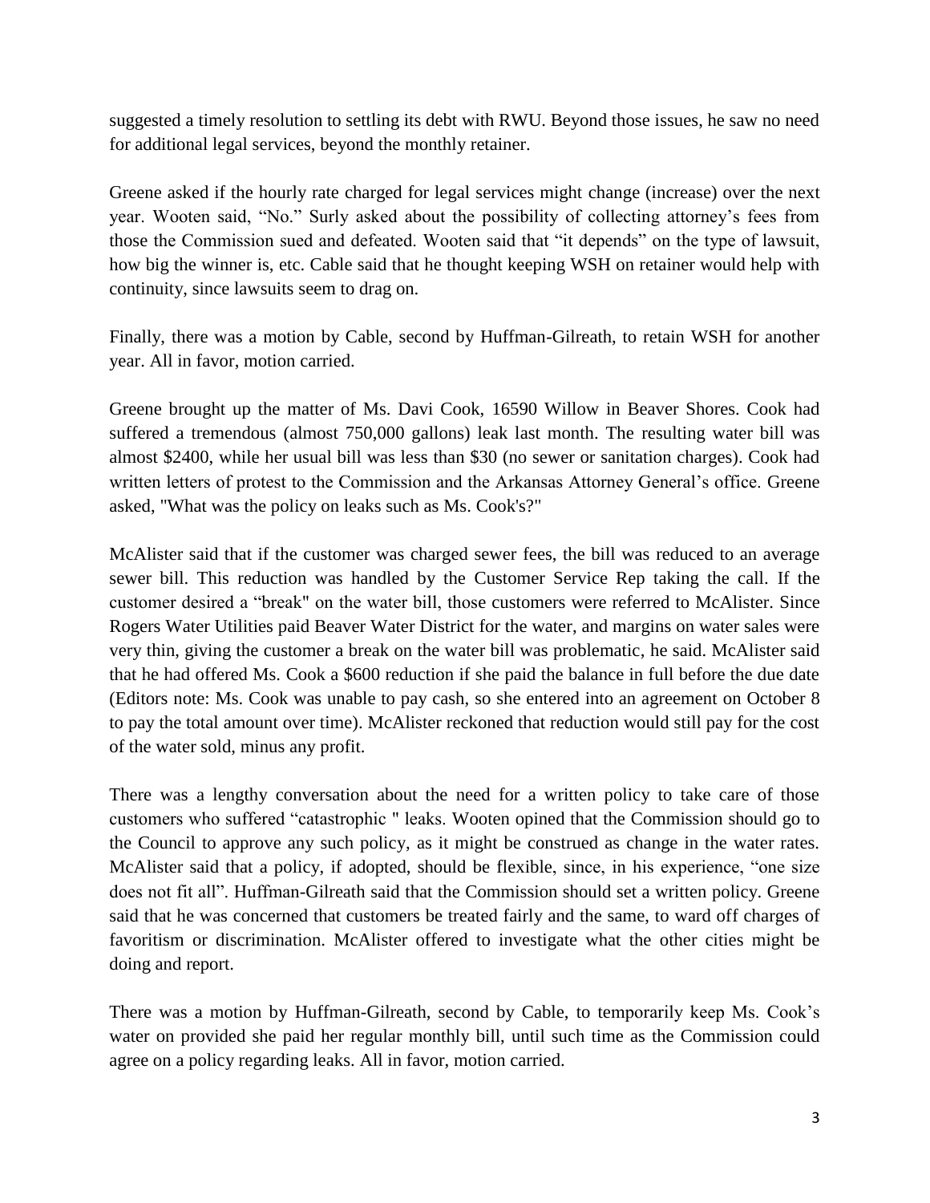suggested a timely resolution to settling its debt with RWU. Beyond those issues, he saw no need for additional legal services, beyond the monthly retainer.

Greene asked if the hourly rate charged for legal services might change (increase) over the next year. Wooten said, "No." Surly asked about the possibility of collecting attorney's fees from those the Commission sued and defeated. Wooten said that "it depends" on the type of lawsuit, how big the winner is, etc. Cable said that he thought keeping WSH on retainer would help with continuity, since lawsuits seem to drag on.

Finally, there was a motion by Cable, second by Huffman-Gilreath, to retain WSH for another year. All in favor, motion carried.

Greene brought up the matter of Ms. Davi Cook, 16590 Willow in Beaver Shores. Cook had suffered a tremendous (almost 750,000 gallons) leak last month. The resulting water bill was almost $2400, while her usual bill was less than $30 (no sewer or sanitation charges). Cook had written letters of protest to the Commission and the Arkansas Attorney General's office. Greene asked, "What was the policy on leaks such as Ms. Cook's?"

McAlister said that if the customer was charged sewer fees, the bill was reduced to an average sewer bill. This reduction was handled by the Customer Service Rep taking the call. If the customer desired a "break" on the water bill, those customers were referred to McAlister. Since Rogers Water Utilities paid Beaver Water District for the water, and margins on water sales were very thin, giving the customer a break on the water bill was problematic, he said. McAlister said that he had offered Ms. Cook a $600 reduction if she paid the balance in full before the due date (Editors note: Ms. Cook was unable to pay cash, so she entered into an agreement on October 8 to pay the total amount over time). McAlister reckoned that reduction would still pay for the cost of the water sold, minus any profit.

There was a lengthy conversation about the need for a written policy to take care of those customers who suffered "catastrophic " leaks. Wooten opined that the Commission should go to the Council to approve any such policy, as it might be construed as change in the water rates. McAlister said that a policy, if adopted, should be flexible, since, in his experience, "one size does not fit all". Huffman-Gilreath said that the Commission should set a written policy. Greene said that he was concerned that customers be treated fairly and the same, to ward off charges of favoritism or discrimination. McAlister offered to investigate what the other cities might be doing and report.

There was a motion by Huffman-Gilreath, second by Cable, to temporarily keep Ms. Cook's water on provided she paid her regular monthly bill, until such time as the Commission could agree on a policy regarding leaks. All in favor, motion carried.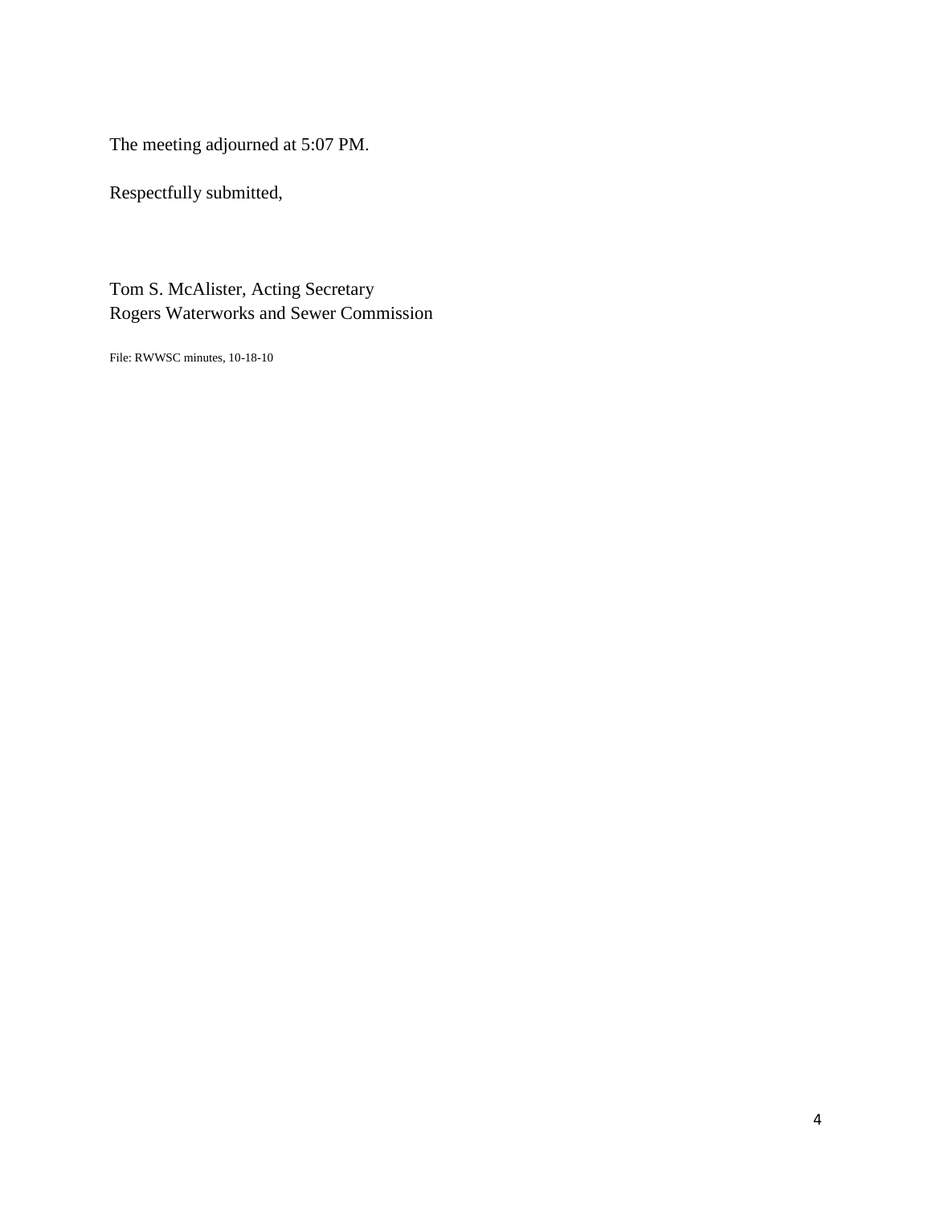The meeting adjourned at 5:07 PM.

Respectfully submitted,

Tom S. McAlister, Acting Secretary
Rogers Waterworks and Sewer Commission

File: RWWSC minutes, 10-18-10